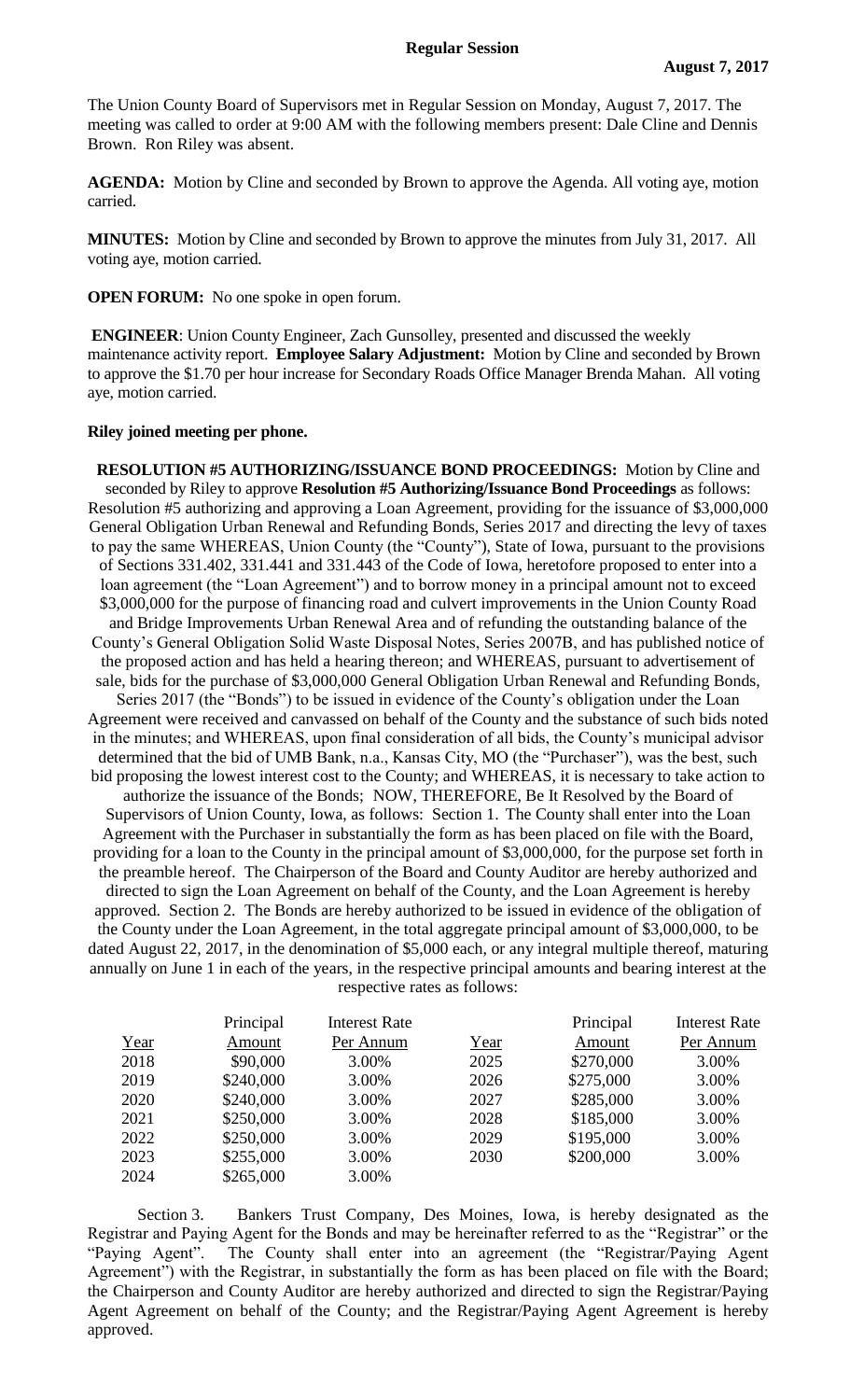**Regular Session**

**August 7, 2017**

The Union County Board of Supervisors met in Regular Session on Monday, August 7, 2017. The meeting was called to order at 9:00 AM with the following members present: Dale Cline and Dennis Brown. Ron Riley was absent.

**AGENDA:** Motion by Cline and seconded by Brown to approve the Agenda. All voting aye, motion carried.

**MINUTES:** Motion by Cline and seconded by Brown to approve the minutes from July 31, 2017. All voting aye, motion carried.

**OPEN FORUM:** No one spoke in open forum.

**ENGINEER**: Union County Engineer, Zach Gunsolley, presented and discussed the weekly maintenance activity report. **Employee Salary Adjustment:** Motion by Cline and seconded by Brown to approve the $1.70 per hour increase for Secondary Roads Office Manager Brenda Mahan. All voting aye, motion carried.

**Riley joined meeting per phone.**

**RESOLUTION #5 AUTHORIZING/ISSUANCE BOND PROCEEDINGS:** Motion by Cline and seconded by Riley to approve **Resolution #5 Authorizing/Issuance Bond Proceedings** as follows: Resolution #5 authorizing and approving a Loan Agreement, providing for the issuance of $3,000,000 General Obligation Urban Renewal and Refunding Bonds, Series 2017 and directing the levy of taxes to pay the same WHEREAS, Union County (the "County"), State of Iowa, pursuant to the provisions of Sections 331.402, 331.441 and 331.443 of the Code of Iowa, heretofore proposed to enter into a loan agreement (the "Loan Agreement") and to borrow money in a principal amount not to exceed $3,000,000 for the purpose of financing road and culvert improvements in the Union County Road and Bridge Improvements Urban Renewal Area and of refunding the outstanding balance of the County's General Obligation Solid Waste Disposal Notes, Series 2007B, and has published notice of the proposed action and has held a hearing thereon; and WHEREAS, pursuant to advertisement of sale, bids for the purchase of $3,000,000 General Obligation Urban Renewal and Refunding Bonds, Series 2017 (the "Bonds") to be issued in evidence of the County's obligation under the Loan Agreement were received and canvassed on behalf of the County and the substance of such bids noted in the minutes; and WHEREAS, upon final consideration of all bids, the County's municipal advisor determined that the bid of UMB Bank, n.a., Kansas City, MO (the "Purchaser"), was the best, such bid proposing the lowest interest cost to the County; and WHEREAS, it is necessary to take action to authorize the issuance of the Bonds; NOW, THEREFORE, Be It Resolved by the Board of Supervisors of Union County, Iowa, as follows: Section 1. The County shall enter into the Loan Agreement with the Purchaser in substantially the form as has been placed on file with the Board, providing for a loan to the County in the principal amount of $3,000,000, for the purpose set forth in the preamble hereof. The Chairperson of the Board and County Auditor are hereby authorized and directed to sign the Loan Agreement on behalf of the County, and the Loan Agreement is hereby approved. Section 2. The Bonds are hereby authorized to be issued in evidence of the obligation of the County under the Loan Agreement, in the total aggregate principal amount of $3,000,000, to be dated August 22, 2017, in the denomination of $5,000 each, or any integral multiple thereof, maturing annually on June 1 in each of the years, in the respective principal amounts and bearing interest at the respective rates as follows:

| Year | Principal Amount | Interest Rate Per Annum | Year | Principal Amount | Interest Rate Per Annum |
|---|---|---|---|---|---|
| 2018 | $90,000 | 3.00% | 2025 | $270,000 | 3.00% |
| 2019 | $240,000 | 3.00% | 2026 | $275,000 | 3.00% |
| 2020 | $240,000 | 3.00% | 2027 | $285,000 | 3.00% |
| 2021 | $250,000 | 3.00% | 2028 | $185,000 | 3.00% |
| 2022 | $250,000 | 3.00% | 2029 | $195,000 | 3.00% |
| 2023 | $255,000 | 3.00% | 2030 | $200,000 | 3.00% |
| 2024 | $265,000 | 3.00% | | | |

Section 3. Bankers Trust Company, Des Moines, Iowa, is hereby designated as the Registrar and Paying Agent for the Bonds and may be hereinafter referred to as the "Registrar" or the "Paying Agent". The County shall enter into an agreement (the "Registrar/Paying Agent Agreement") with the Registrar, in substantially the form as has been placed on file with the Board; the Chairperson and County Auditor are hereby authorized and directed to sign the Registrar/Paying Agent Agreement on behalf of the County; and the Registrar/Paying Agent Agreement is hereby approved.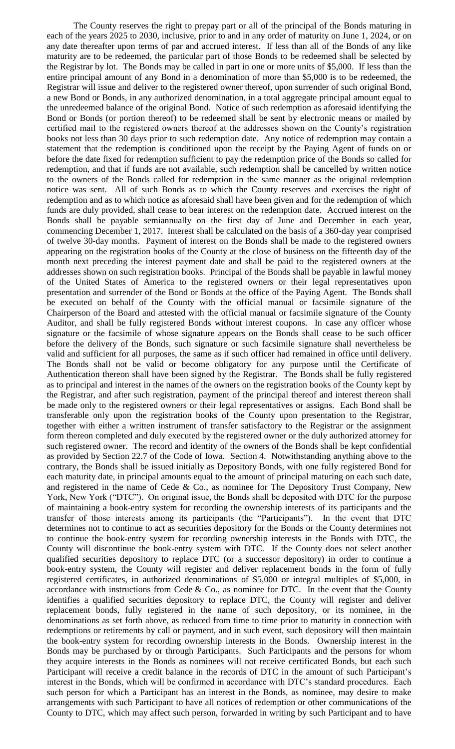The County reserves the right to prepay part or all of the principal of the Bonds maturing in each of the years 2025 to 2030, inclusive, prior to and in any order of maturity on June 1, 2024, or on any date thereafter upon terms of par and accrued interest. If less than all of the Bonds of any like maturity are to be redeemed, the particular part of those Bonds to be redeemed shall be selected by the Registrar by lot. The Bonds may be called in part in one or more units of $5,000. If less than the entire principal amount of any Bond in a denomination of more than $5,000 is to be redeemed, the Registrar will issue and deliver to the registered owner thereof, upon surrender of such original Bond, a new Bond or Bonds, in any authorized denomination, in a total aggregate principal amount equal to the unredeemed balance of the original Bond. Notice of such redemption as aforesaid identifying the Bond or Bonds (or portion thereof) to be redeemed shall be sent by electronic means or mailed by certified mail to the registered owners thereof at the addresses shown on the County's registration books not less than 30 days prior to such redemption date. Any notice of redemption may contain a statement that the redemption is conditioned upon the receipt by the Paying Agent of funds on or before the date fixed for redemption sufficient to pay the redemption price of the Bonds so called for redemption, and that if funds are not available, such redemption shall be cancelled by written notice to the owners of the Bonds called for redemption in the same manner as the original redemption notice was sent. All of such Bonds as to which the County reserves and exercises the right of redemption and as to which notice as aforesaid shall have been given and for the redemption of which funds are duly provided, shall cease to bear interest on the redemption date. Accrued interest on the Bonds shall be payable semiannually on the first day of June and December in each year, commencing December 1, 2017. Interest shall be calculated on the basis of a 360-day year comprised of twelve 30-day months. Payment of interest on the Bonds shall be made to the registered owners appearing on the registration books of the County at the close of business on the fifteenth day of the month next preceding the interest payment date and shall be paid to the registered owners at the addresses shown on such registration books. Principal of the Bonds shall be payable in lawful money of the United States of America to the registered owners or their legal representatives upon presentation and surrender of the Bond or Bonds at the office of the Paying Agent. The Bonds shall be executed on behalf of the County with the official manual or facsimile signature of the Chairperson of the Board and attested with the official manual or facsimile signature of the County Auditor, and shall be fully registered Bonds without interest coupons. In case any officer whose signature or the facsimile of whose signature appears on the Bonds shall cease to be such officer before the delivery of the Bonds, such signature or such facsimile signature shall nevertheless be valid and sufficient for all purposes, the same as if such officer had remained in office until delivery. The Bonds shall not be valid or become obligatory for any purpose until the Certificate of Authentication thereon shall have been signed by the Registrar. The Bonds shall be fully registered as to principal and interest in the names of the owners on the registration books of the County kept by the Registrar, and after such registration, payment of the principal thereof and interest thereon shall be made only to the registered owners or their legal representatives or assigns. Each Bond shall be transferable only upon the registration books of the County upon presentation to the Registrar, together with either a written instrument of transfer satisfactory to the Registrar or the assignment form thereon completed and duly executed by the registered owner or the duly authorized attorney for such registered owner. The record and identity of the owners of the Bonds shall be kept confidential as provided by Section 22.7 of the Code of Iowa. Section 4. Notwithstanding anything above to the contrary, the Bonds shall be issued initially as Depository Bonds, with one fully registered Bond for each maturity date, in principal amounts equal to the amount of principal maturing on each such date, and registered in the name of Cede & Co., as nominee for The Depository Trust Company, New York, New York ("DTC"). On original issue, the Bonds shall be deposited with DTC for the purpose of maintaining a book-entry system for recording the ownership interests of its participants and the transfer of those interests among its participants (the "Participants"). In the event that DTC determines not to continue to act as securities depository for the Bonds or the County determines not to continue the book-entry system for recording ownership interests in the Bonds with DTC, the County will discontinue the book-entry system with DTC. If the County does not select another qualified securities depository to replace DTC (or a successor depository) in order to continue a book-entry system, the County will register and deliver replacement bonds in the form of fully registered certificates, in authorized denominations of $5,000 or integral multiples of $5,000, in accordance with instructions from Cede & Co., as nominee for DTC. In the event that the County identifies a qualified securities depository to replace DTC, the County will register and deliver replacement bonds, fully registered in the name of such depository, or its nominee, in the denominations as set forth above, as reduced from time to time prior to maturity in connection with redemptions or retirements by call or payment, and in such event, such depository will then maintain the book-entry system for recording ownership interests in the Bonds. Ownership interest in the Bonds may be purchased by or through Participants. Such Participants and the persons for whom they acquire interests in the Bonds as nominees will not receive certificated Bonds, but each such Participant will receive a credit balance in the records of DTC in the amount of such Participant's interest in the Bonds, which will be confirmed in accordance with DTC's standard procedures. Each such person for which a Participant has an interest in the Bonds, as nominee, may desire to make arrangements with such Participant to have all notices of redemption or other communications of the County to DTC, which may affect such person, forwarded in writing by such Participant and to have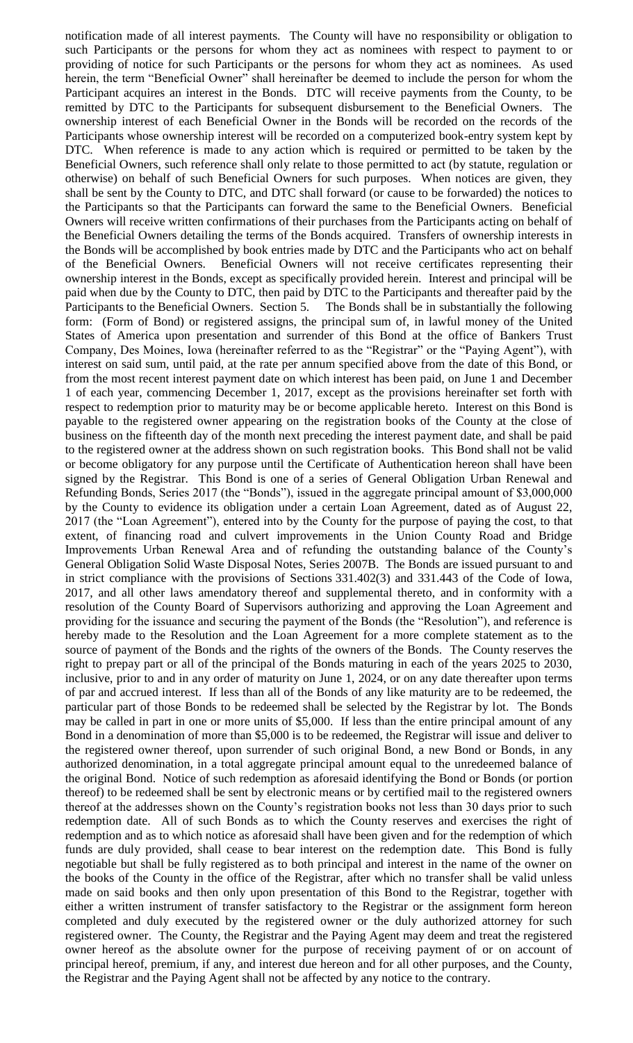notification made of all interest payments. The County will have no responsibility or obligation to such Participants or the persons for whom they act as nominees with respect to payment to or providing of notice for such Participants or the persons for whom they act as nominees. As used herein, the term "Beneficial Owner" shall hereinafter be deemed to include the person for whom the Participant acquires an interest in the Bonds. DTC will receive payments from the County, to be remitted by DTC to the Participants for subsequent disbursement to the Beneficial Owners. The ownership interest of each Beneficial Owner in the Bonds will be recorded on the records of the Participants whose ownership interest will be recorded on a computerized book-entry system kept by DTC. When reference is made to any action which is required or permitted to be taken by the Beneficial Owners, such reference shall only relate to those permitted to act (by statute, regulation or otherwise) on behalf of such Beneficial Owners for such purposes. When notices are given, they shall be sent by the County to DTC, and DTC shall forward (or cause to be forwarded) the notices to the Participants so that the Participants can forward the same to the Beneficial Owners. Beneficial Owners will receive written confirmations of their purchases from the Participants acting on behalf of the Beneficial Owners detailing the terms of the Bonds acquired. Transfers of ownership interests in the Bonds will be accomplished by book entries made by DTC and the Participants who act on behalf of the Beneficial Owners. Beneficial Owners will not receive certificates representing their ownership interest in the Bonds, except as specifically provided herein. Interest and principal will be paid when due by the County to DTC, then paid by DTC to the Participants and thereafter paid by the Participants to the Beneficial Owners. Section 5. The Bonds shall be in substantially the following form: (Form of Bond) or registered assigns, the principal sum of, in lawful money of the United States of America upon presentation and surrender of this Bond at the office of Bankers Trust Company, Des Moines, Iowa (hereinafter referred to as the "Registrar" or the "Paying Agent"), with interest on said sum, until paid, at the rate per annum specified above from the date of this Bond, or from the most recent interest payment date on which interest has been paid, on June 1 and December 1 of each year, commencing December 1, 2017, except as the provisions hereinafter set forth with respect to redemption prior to maturity may be or become applicable hereto. Interest on this Bond is payable to the registered owner appearing on the registration books of the County at the close of business on the fifteenth day of the month next preceding the interest payment date, and shall be paid to the registered owner at the address shown on such registration books. This Bond shall not be valid or become obligatory for any purpose until the Certificate of Authentication hereon shall have been signed by the Registrar. This Bond is one of a series of General Obligation Urban Renewal and Refunding Bonds, Series 2017 (the "Bonds"), issued in the aggregate principal amount of $3,000,000 by the County to evidence its obligation under a certain Loan Agreement, dated as of August 22, 2017 (the "Loan Agreement"), entered into by the County for the purpose of paying the cost, to that extent, of financing road and culvert improvements in the Union County Road and Bridge Improvements Urban Renewal Area and of refunding the outstanding balance of the County's General Obligation Solid Waste Disposal Notes, Series 2007B. The Bonds are issued pursuant to and in strict compliance with the provisions of Sections 331.402(3) and 331.443 of the Code of Iowa, 2017, and all other laws amendatory thereof and supplemental thereto, and in conformity with a resolution of the County Board of Supervisors authorizing and approving the Loan Agreement and providing for the issuance and securing the payment of the Bonds (the "Resolution"), and reference is hereby made to the Resolution and the Loan Agreement for a more complete statement as to the source of payment of the Bonds and the rights of the owners of the Bonds. The County reserves the right to prepay part or all of the principal of the Bonds maturing in each of the years 2025 to 2030, inclusive, prior to and in any order of maturity on June 1, 2024, or on any date thereafter upon terms of par and accrued interest. If less than all of the Bonds of any like maturity are to be redeemed, the particular part of those Bonds to be redeemed shall be selected by the Registrar by lot. The Bonds may be called in part in one or more units of $5,000. If less than the entire principal amount of any Bond in a denomination of more than $5,000 is to be redeemed, the Registrar will issue and deliver to the registered owner thereof, upon surrender of such original Bond, a new Bond or Bonds, in any authorized denomination, in a total aggregate principal amount equal to the unredeemed balance of the original Bond. Notice of such redemption as aforesaid identifying the Bond or Bonds (or portion thereof) to be redeemed shall be sent by electronic means or by certified mail to the registered owners thereof at the addresses shown on the County's registration books not less than 30 days prior to such redemption date. All of such Bonds as to which the County reserves and exercises the right of redemption and as to which notice as aforesaid shall have been given and for the redemption of which funds are duly provided, shall cease to bear interest on the redemption date. This Bond is fully negotiable but shall be fully registered as to both principal and interest in the name of the owner on the books of the County in the office of the Registrar, after which no transfer shall be valid unless made on said books and then only upon presentation of this Bond to the Registrar, together with either a written instrument of transfer satisfactory to the Registrar or the assignment form hereon completed and duly executed by the registered owner or the duly authorized attorney for such registered owner. The County, the Registrar and the Paying Agent may deem and treat the registered owner hereof as the absolute owner for the purpose of receiving payment of or on account of principal hereof, premium, if any, and interest due hereon and for all other purposes, and the County, the Registrar and the Paying Agent shall not be affected by any notice to the contrary.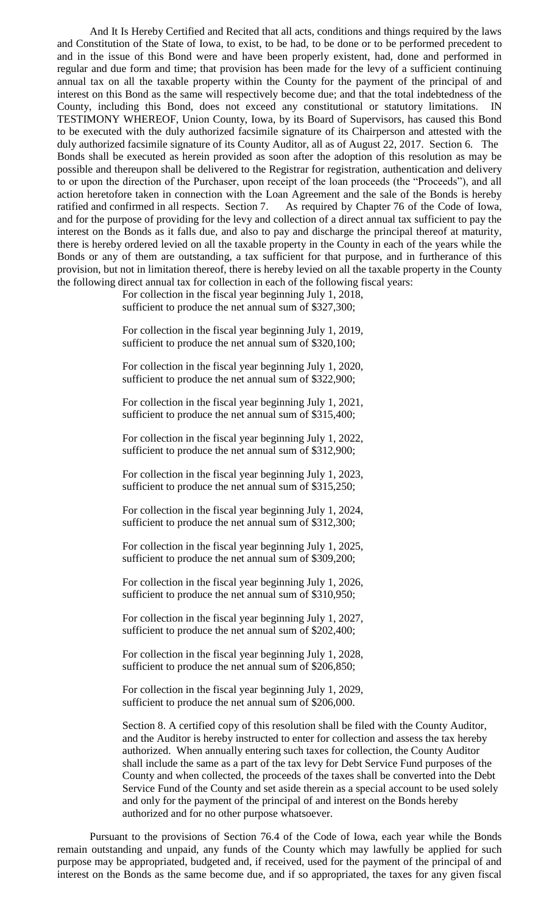And It Is Hereby Certified and Recited that all acts, conditions and things required by the laws and Constitution of the State of Iowa, to exist, to be had, to be done or to be performed precedent to and in the issue of this Bond were and have been properly existent, had, done and performed in regular and due form and time; that provision has been made for the levy of a sufficient continuing annual tax on all the taxable property within the County for the payment of the principal of and interest on this Bond as the same will respectively become due; and that the total indebtedness of the County, including this Bond, does not exceed any constitutional or statutory limitations. IN TESTIMONY WHEREOF, Union County, Iowa, by its Board of Supervisors, has caused this Bond to be executed with the duly authorized facsimile signature of its Chairperson and attested with the duly authorized facsimile signature of its County Auditor, all as of August 22, 2017. Section 6. The Bonds shall be executed as herein provided as soon after the adoption of this resolution as may be possible and thereupon shall be delivered to the Registrar for registration, authentication and delivery to or upon the direction of the Purchaser, upon receipt of the loan proceeds (the "Proceeds"), and all action heretofore taken in connection with the Loan Agreement and the sale of the Bonds is hereby ratified and confirmed in all respects. Section 7. As required by Chapter 76 of the Code of Iowa, and for the purpose of providing for the levy and collection of a direct annual tax sufficient to pay the interest on the Bonds as it falls due, and also to pay and discharge the principal thereof at maturity, there is hereby ordered levied on all the taxable property in the County in each of the years while the Bonds or any of them are outstanding, a tax sufficient for that purpose, and in furtherance of this provision, but not in limitation thereof, there is hereby levied on all the taxable property in the County the following direct annual tax for collection in each of the following fiscal years:

For collection in the fiscal year beginning July 1, 2018, sufficient to produce the net annual sum of $327,300;

For collection in the fiscal year beginning July 1, 2019, sufficient to produce the net annual sum of $320,100;

For collection in the fiscal year beginning July 1, 2020, sufficient to produce the net annual sum of $322,900;

For collection in the fiscal year beginning July 1, 2021, sufficient to produce the net annual sum of $315,400;

For collection in the fiscal year beginning July 1, 2022, sufficient to produce the net annual sum of $312,900;

For collection in the fiscal year beginning July 1, 2023, sufficient to produce the net annual sum of $315,250;

For collection in the fiscal year beginning July 1, 2024, sufficient to produce the net annual sum of $312,300;

For collection in the fiscal year beginning July 1, 2025, sufficient to produce the net annual sum of $309,200;

For collection in the fiscal year beginning July 1, 2026, sufficient to produce the net annual sum of $310,950;

For collection in the fiscal year beginning July 1, 2027, sufficient to produce the net annual sum of $202,400;

For collection in the fiscal year beginning July 1, 2028, sufficient to produce the net annual sum of $206,850;

For collection in the fiscal year beginning July 1, 2029, sufficient to produce the net annual sum of $206,000.

Section 8. A certified copy of this resolution shall be filed with the County Auditor, and the Auditor is hereby instructed to enter for collection and assess the tax hereby authorized. When annually entering such taxes for collection, the County Auditor shall include the same as a part of the tax levy for Debt Service Fund purposes of the County and when collected, the proceeds of the taxes shall be converted into the Debt Service Fund of the County and set aside therein as a special account to be used solely and only for the payment of the principal of and interest on the Bonds hereby authorized and for no other purpose whatsoever.

Pursuant to the provisions of Section 76.4 of the Code of Iowa, each year while the Bonds remain outstanding and unpaid, any funds of the County which may lawfully be applied for such purpose may be appropriated, budgeted and, if received, used for the payment of the principal of and interest on the Bonds as the same become due, and if so appropriated, the taxes for any given fiscal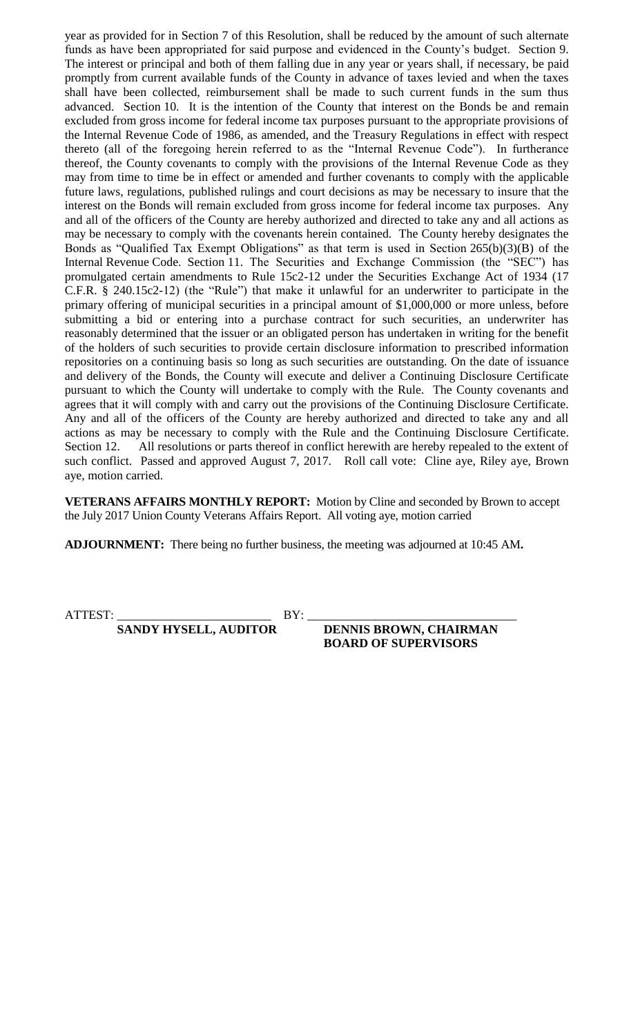year as provided for in Section 7 of this Resolution, shall be reduced by the amount of such alternate funds as have been appropriated for said purpose and evidenced in the County's budget. Section 9. The interest or principal and both of them falling due in any year or years shall, if necessary, be paid promptly from current available funds of the County in advance of taxes levied and when the taxes shall have been collected, reimbursement shall be made to such current funds in the sum thus advanced. Section 10. It is the intention of the County that interest on the Bonds be and remain excluded from gross income for federal income tax purposes pursuant to the appropriate provisions of the Internal Revenue Code of 1986, as amended, and the Treasury Regulations in effect with respect thereto (all of the foregoing herein referred to as the "Internal Revenue Code"). In furtherance thereof, the County covenants to comply with the provisions of the Internal Revenue Code as they may from time to time be in effect or amended and further covenants to comply with the applicable future laws, regulations, published rulings and court decisions as may be necessary to insure that the interest on the Bonds will remain excluded from gross income for federal income tax purposes. Any and all of the officers of the County are hereby authorized and directed to take any and all actions as may be necessary to comply with the covenants herein contained. The County hereby designates the Bonds as "Qualified Tax Exempt Obligations" as that term is used in Section 265(b)(3)(B) of the Internal Revenue Code. Section 11. The Securities and Exchange Commission (the "SEC") has promulgated certain amendments to Rule 15c2-12 under the Securities Exchange Act of 1934 (17 C.F.R. § 240.15c2-12) (the "Rule") that make it unlawful for an underwriter to participate in the primary offering of municipal securities in a principal amount of $1,000,000 or more unless, before submitting a bid or entering into a purchase contract for such securities, an underwriter has reasonably determined that the issuer or an obligated person has undertaken in writing for the benefit of the holders of such securities to provide certain disclosure information to prescribed information repositories on a continuing basis so long as such securities are outstanding. On the date of issuance and delivery of the Bonds, the County will execute and deliver a Continuing Disclosure Certificate pursuant to which the County will undertake to comply with the Rule. The County covenants and agrees that it will comply with and carry out the provisions of the Continuing Disclosure Certificate. Any and all of the officers of the County are hereby authorized and directed to take any and all actions as may be necessary to comply with the Rule and the Continuing Disclosure Certificate. Section 12. All resolutions or parts thereof in conflict herewith are hereby repealed to the extent of such conflict. Passed and approved August 7, 2017. Roll call vote: Cline aye, Riley aye, Brown aye, motion carried.

**VETERANS AFFAIRS MONTHLY REPORT:** Motion by Cline and seconded by Brown to accept the July 2017 Union County Veterans Affairs Report. All voting aye, motion carried

**ADJOURNMENT:** There being no further business, the meeting was adjourned at 10:45 AM**.**

ATTEST: _________________________ BY: _________________________________

**SANDY HYSELL, AUDITOR** **DENNIS BROWN, CHAIRMAN**
**BOARD OF SUPERVISORS**